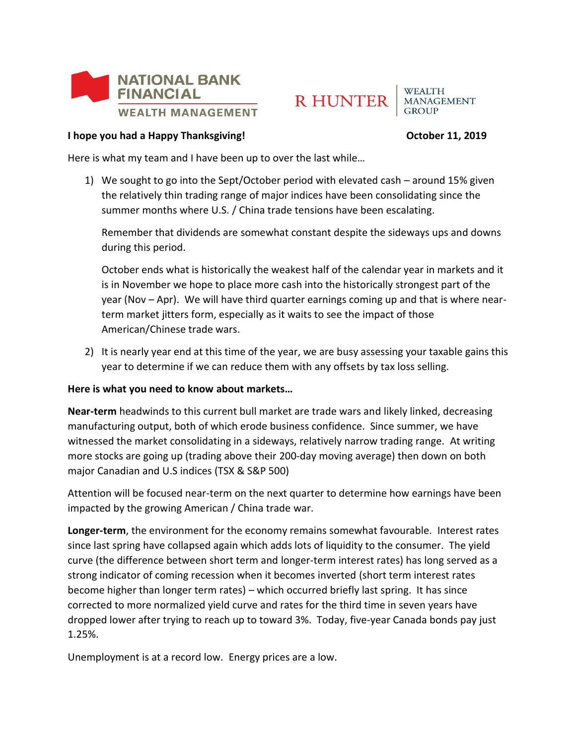NATIONAL BANK FINANCIAL
WEALTH MANAGEMENT

R HUNTER | WEALTH MANAGEMENT GROUP

**I hope you had a Happy Thanksgiving!** **October 11, 2019**

Here is what my team and I have been up to over the last while…

1) We sought to go into the Sept/October period with elevated cash – around 15% given the relatively thin trading range of major indices have been consolidating since the summer months where U.S. / China trade tensions have been escalating.

   Remember that dividends are somewhat constant despite the sideways ups and downs during this period.

   October ends what is historically the weakest half of the calendar year in markets and it is in November we hope to place more cash into the historically strongest part of the year (Nov – Apr). We will have third quarter earnings coming up and that is where near-term market jitters form, especially as it waits to see the impact of those American/Chinese trade wars.

2) It is nearly year end at this time of the year, we are busy assessing your taxable gains this year to determine if we can reduce them with any offsets by tax loss selling.

**Here is what you need to know about markets…**

**Near-term** headwinds to this current bull market are trade wars and likely linked, decreasing manufacturing output, both of which erode business confidence. Since summer, we have witnessed the market consolidating in a sideways, relatively narrow trading range. At writing more stocks are going up (trading above their 200-day moving average) then down on both major Canadian and U.S indices (TSX & S&P 500)

Attention will be focused near-term on the next quarter to determine how earnings have been impacted by the growing American / China trade war.

**Longer-term**, the environment for the economy remains somewhat favourable. Interest rates since last spring have collapsed again which adds lots of liquidity to the consumer. The yield curve (the difference between short term and longer-term interest rates) has long served as a strong indicator of coming recession when it becomes inverted (short term interest rates become higher than longer term rates) – which occurred briefly last spring. It has since corrected to more normalized yield curve and rates for the third time in seven years have dropped lower after trying to reach up to toward 3%. Today, five-year Canada bonds pay just 1.25%.

Unemployment is at a record low. Energy prices are a low.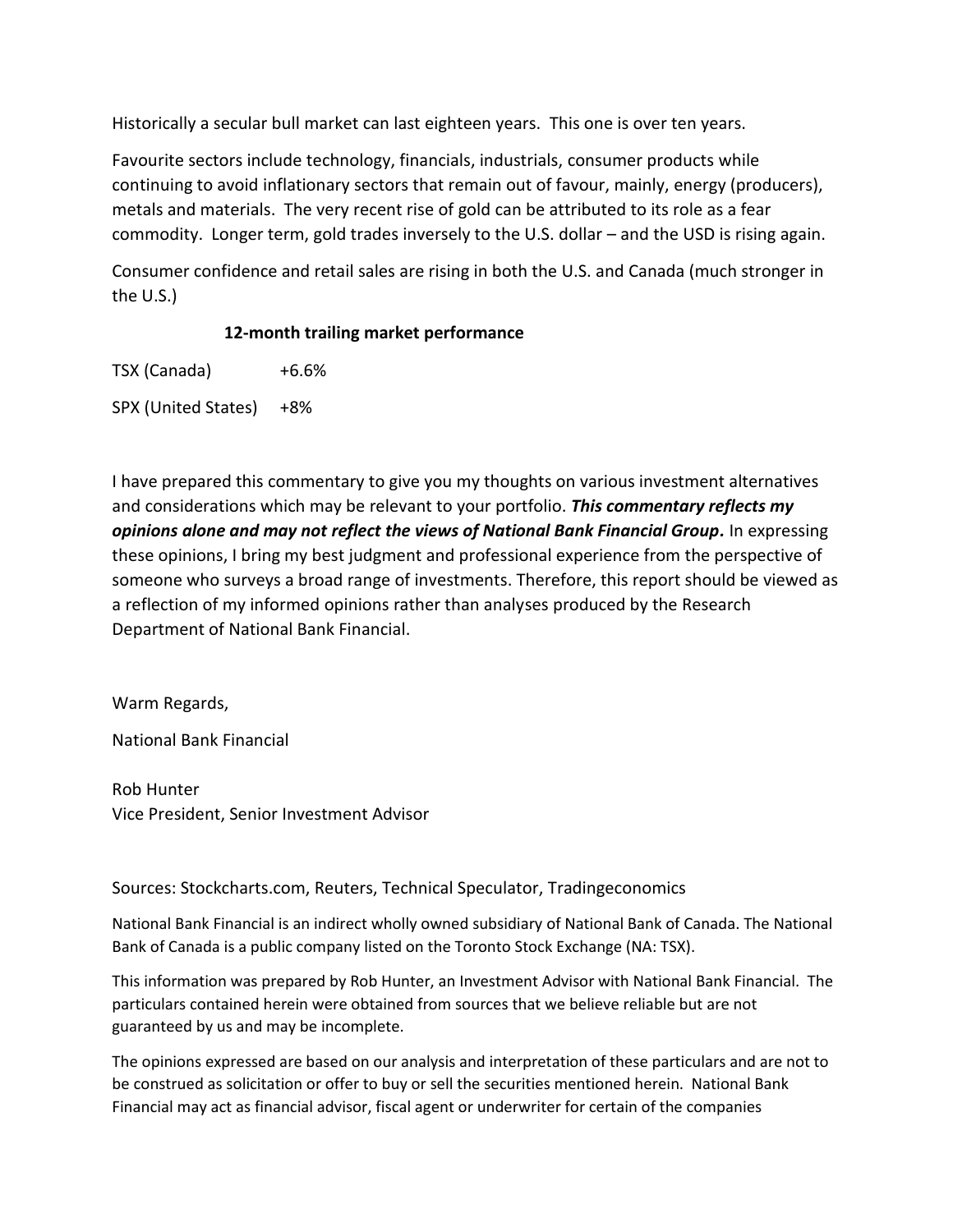Historically a secular bull market can last eighteen years. This one is over ten years.

Favourite sectors include technology, financials, industrials, consumer products while continuing to avoid inflationary sectors that remain out of favour, mainly, energy (producers), metals and materials. The very recent rise of gold can be attributed to its role as a fear commodity. Longer term, gold trades inversely to the U.S. dollar – and the USD is rising again.

Consumer confidence and retail sales are rising in both the U.S. and Canada (much stronger in the U.S.)

**12-month trailing market performance**

| | |
|---|---|
| TSX (Canada) | +6.6% |
| SPX (United States) | +8% |

I have prepared this commentary to give you my thoughts on various investment alternatives and considerations which may be relevant to your portfolio. ***This commentary reflects my opinions alone and may not reflect the views of National Bank Financial Group.*** In expressing these opinions, I bring my best judgment and professional experience from the perspective of someone who surveys a broad range of investments. Therefore, this report should be viewed as a reflection of my informed opinions rather than analyses produced by the Research Department of National Bank Financial.

Warm Regards,

National Bank Financial

Rob Hunter
Vice President, Senior Investment Advisor

Sources: Stockcharts.com, Reuters, Technical Speculator, Tradingeconomics

National Bank Financial is an indirect wholly owned subsidiary of National Bank of Canada. The National Bank of Canada is a public company listed on the Toronto Stock Exchange (NA: TSX).

This information was prepared by Rob Hunter, an Investment Advisor with National Bank Financial. The particulars contained herein were obtained from sources that we believe reliable but are not guaranteed by us and may be incomplete.

The opinions expressed are based on our analysis and interpretation of these particulars and are not to be construed as solicitation or offer to buy or sell the securities mentioned herein. National Bank Financial may act as financial advisor, fiscal agent or underwriter for certain of the companies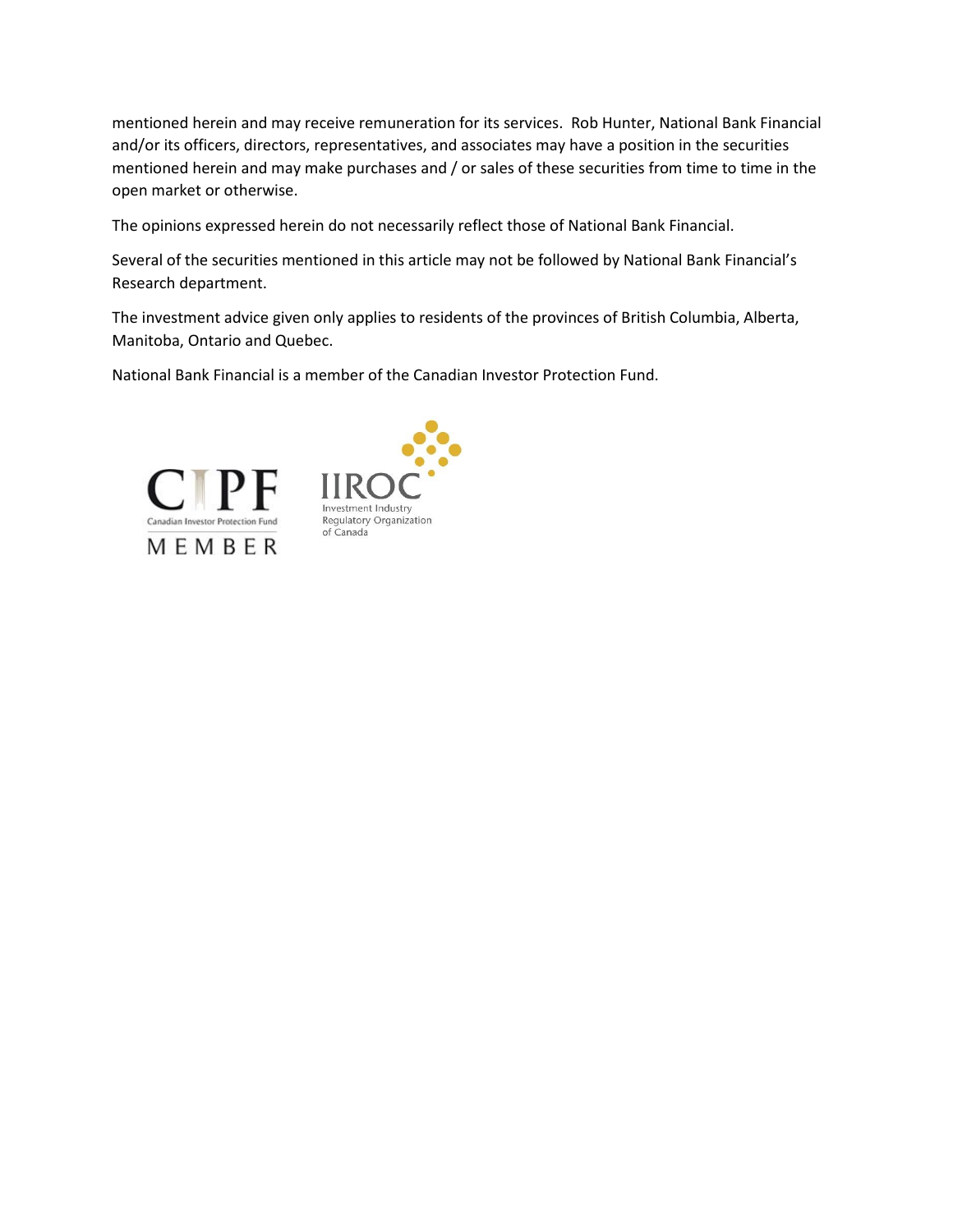mentioned herein and may receive remuneration for its services. Rob Hunter, National Bank Financial and/or its officers, directors, representatives, and associates may have a position in the securities mentioned herein and may make purchases and / or sales of these securities from time to time in the open market or otherwise.

The opinions expressed herein do not necessarily reflect those of National Bank Financial.

Several of the securities mentioned in this article may not be followed by National Bank Financial's Research department.

The investment advice given only applies to residents of the provinces of British Columbia, Alberta, Manitoba, Ontario and Quebec.

National Bank Financial is a member of the Canadian Investor Protection Fund.

CIPF
Canadian Investor Protection Fund
MEMBER

IIROC
Investment Industry Regulatory Organization of Canada